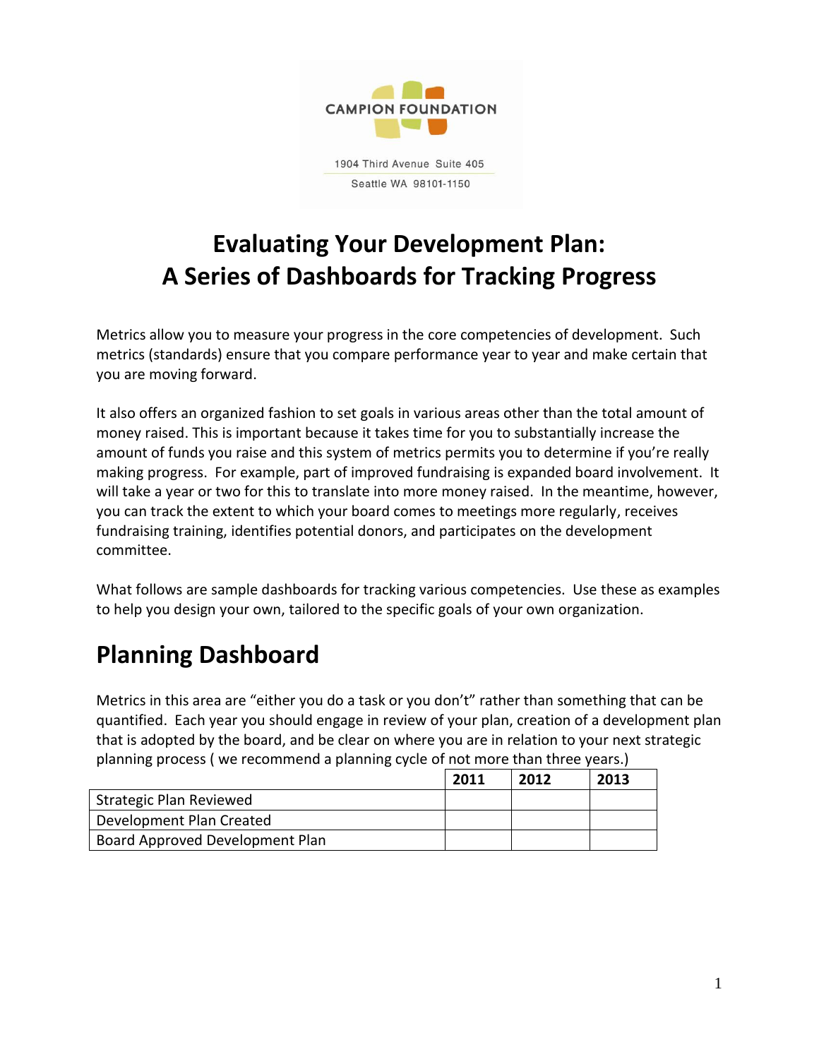CAMPION FOUNDATION

1904 Third Avenue Suite 405

Seattle WA 98101-1150

# Evaluating Your Development Plan: A Series of Dashboards for Tracking Progress

Metrics allow you to measure your progress in the core competencies of development. Such metrics (standards) ensure that you compare performance year to year and make certain that you are moving forward.

It also offers an organized fashion to set goals in various areas other than the total amount of money raised. This is important because it takes time for you to substantially increase the amount of funds you raise and this system of metrics permits you to determine if you're really making progress. For example, part of improved fundraising is expanded board involvement. It will take a year or two for this to translate into more money raised. In the meantime, however, you can track the extent to which your board comes to meetings more regularly, receives fundraising training, identifies potential donors, and participates on the development committee.

What follows are sample dashboards for tracking various competencies. Use these as examples to help you design your own, tailored to the specific goals of your own organization.

## Planning Dashboard

Metrics in this area are "either you do a task or you don't" rather than something that can be quantified. Each year you should engage in review of your plan, creation of a development plan that is adopted by the board, and be clear on where you are in relation to your next strategic planning process ( we recommend a planning cycle of not more than three years.)

| | 2011 | 2012 | 2013 |
|---|---|---|---|
| Strategic Plan Reviewed | | | |
| Development Plan Created | | | |
| Board Approved Development Plan | | | |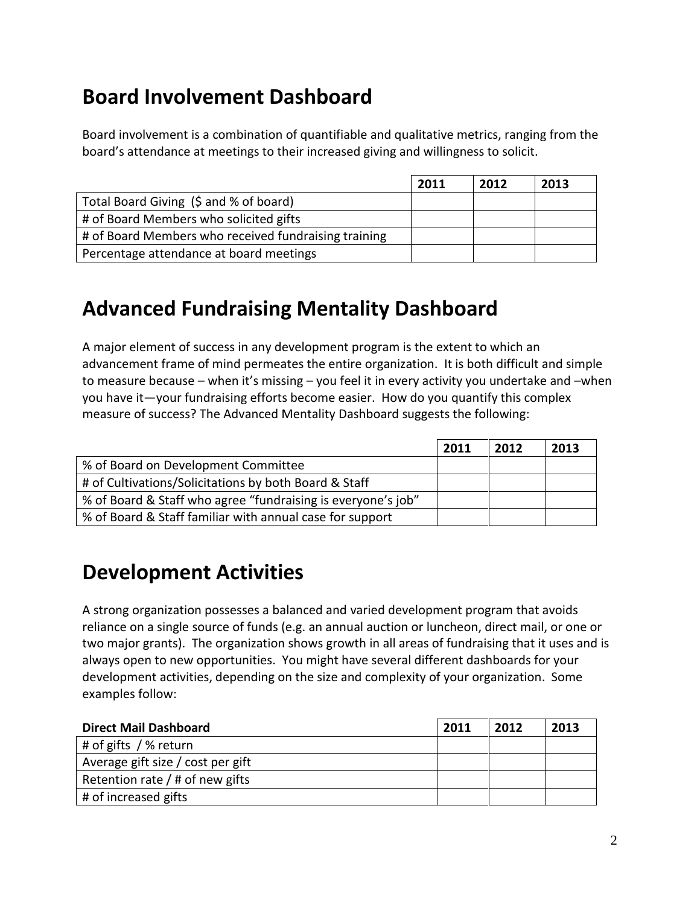## Board Involvement Dashboard

Board involvement is a combination of quantifiable and qualitative metrics, ranging from the board's attendance at meetings to their increased giving and willingness to solicit.

| | 2011 | 2012 | 2013 |
|---|---|---|---|
| Total Board Giving ($ and % of board) | | | |
| # of Board Members who solicited gifts | | | |
| # of Board Members who received fundraising training | | | |
| Percentage attendance at board meetings | | | |

## Advanced Fundraising Mentality Dashboard

A major element of success in any development program is the extent to which an advancement frame of mind permeates the entire organization. It is both difficult and simple to measure because – when it's missing – you feel it in every activity you undertake and –when you have it—your fundraising efforts become easier. How do you quantify this complex measure of success? The Advanced Mentality Dashboard suggests the following:

| | 2011 | 2012 | 2013 |
|---|---|---|---|
| % of Board on Development Committee | | | |
| # of Cultivations/Solicitations by both Board & Staff | | | |
| % of Board & Staff who agree "fundraising is everyone's job" | | | |
| % of Board & Staff familiar with annual case for support | | | |

## Development Activities

A strong organization possesses a balanced and varied development program that avoids reliance on a single source of funds (e.g. an annual auction or luncheon, direct mail, or one or two major grants). The organization shows growth in all areas of fundraising that it uses and is always open to new opportunities. You might have several different dashboards for your development activities, depending on the size and complexity of your organization. Some examples follow:

| **Direct Mail Dashboard** | 2011 | 2012 | 2013 |
|---|---|---|---|
| # of gifts / % return | | | |
| Average gift size / cost per gift | | | |
| Retention rate / # of new gifts | | | |
| # of increased gifts | | | |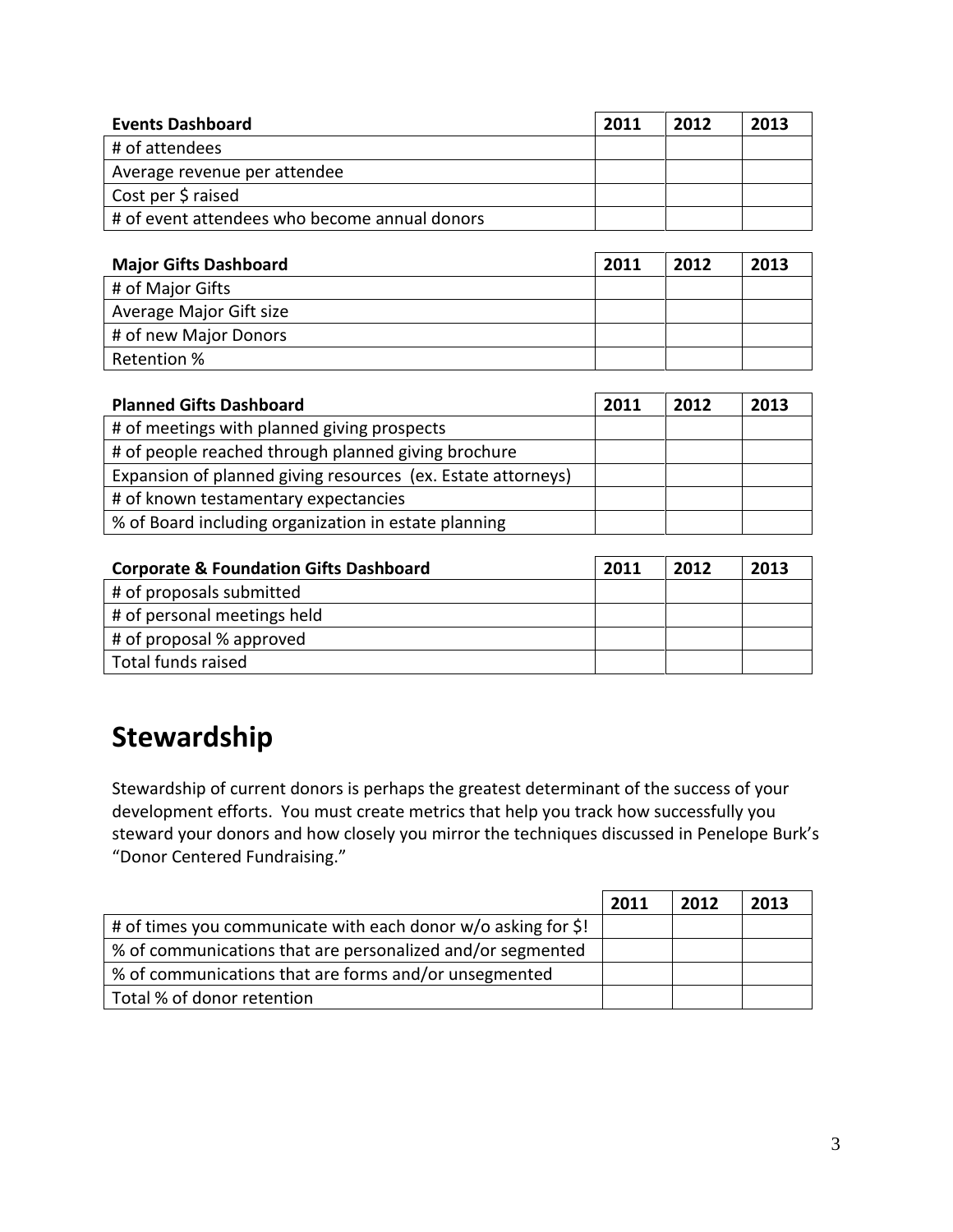| Events Dashboard | 2011 | 2012 | 2013 |
| --- | --- | --- | --- |
| # of attendees | | | |
| Average revenue per attendee | | | |
| Cost per $ raised | | | |
| # of event attendees who become annual donors | | | |

| Major Gifts Dashboard | 2011 | 2012 | 2013 |
| --- | --- | --- | --- |
| # of Major Gifts | | | |
| Average Major Gift size | | | |
| # of new Major Donors | | | |
| Retention % | | | |

| Planned Gifts Dashboard | 2011 | 2012 | 2013 |
| --- | --- | --- | --- |
| # of meetings with planned giving prospects | | | |
| # of people reached through planned giving brochure | | | |
| Expansion of planned giving resources (ex. Estate attorneys) | | | |
| # of known testamentary expectancies | | | |
| % of Board including organization in estate planning | | | |

| Corporate & Foundation Gifts Dashboard | 2011 | 2012 | 2013 |
| --- | --- | --- | --- |
| # of proposals submitted | | | |
| # of personal meetings held | | | |
| # of proposal % approved | | | |
| Total funds raised | | | |

# Stewardship

Stewardship of current donors is perhaps the greatest determinant of the success of your development efforts. You must create metrics that help you track how successfully you steward your donors and how closely you mirror the techniques discussed in Penelope Burk's "Donor Centered Fundraising."

| | 2011 | 2012 | 2013 |
| --- | --- | --- | --- |
| # of times you communicate with each donor w/o asking for $! | | | |
| % of communications that are personalized and/or segmented | | | |
| % of communications that are forms and/or unsegmented | | | |
| Total % of donor retention | | | |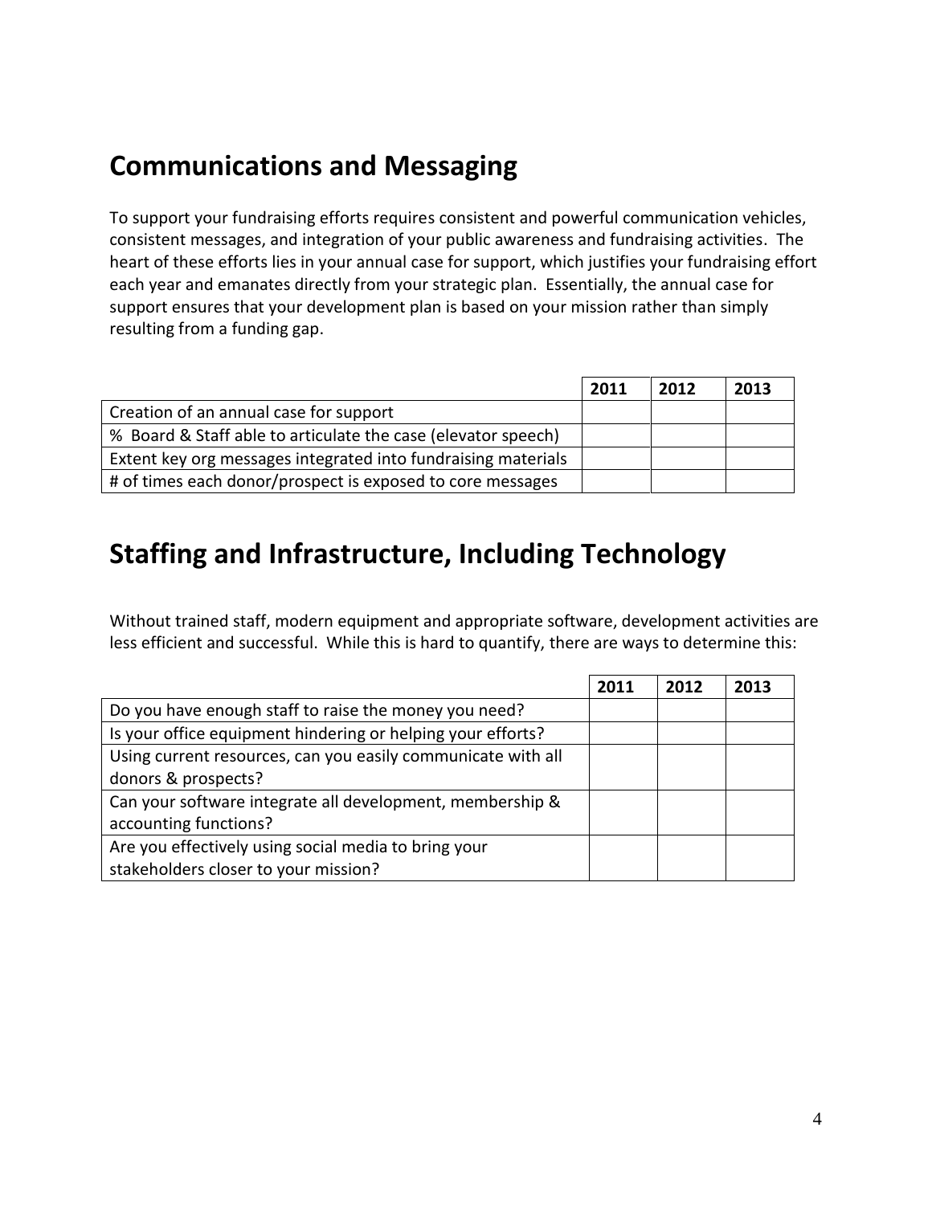## Communications and Messaging

To support your fundraising efforts requires consistent and powerful communication vehicles, consistent messages, and integration of your public awareness and fundraising activities. The heart of these efforts lies in your annual case for support, which justifies your fundraising effort each year and emanates directly from your strategic plan. Essentially, the annual case for support ensures that your development plan is based on your mission rather than simply resulting from a funding gap.

| | 2011 | 2012 | 2013 |
|---|---|---|---|
| Creation of an annual case for support | | | |
| % Board & Staff able to articulate the case (elevator speech) | | | |
| Extent key org messages integrated into fundraising materials | | | |
| # of times each donor/prospect is exposed to core messages | | | |

## Staffing and Infrastructure, Including Technology

Without trained staff, modern equipment and appropriate software, development activities are less efficient and successful. While this is hard to quantify, there are ways to determine this:

| | 2011 | 2012 | 2013 |
|---|---|---|---|
| Do you have enough staff to raise the money you need? | | | |
| Is your office equipment hindering or helping your efforts? | | | |
| Using current resources, can you easily communicate with all donors & prospects? | | | |
| Can your software integrate all development, membership & accounting functions? | | | |
| Are you effectively using social media to bring your stakeholders closer to your mission? | | | |